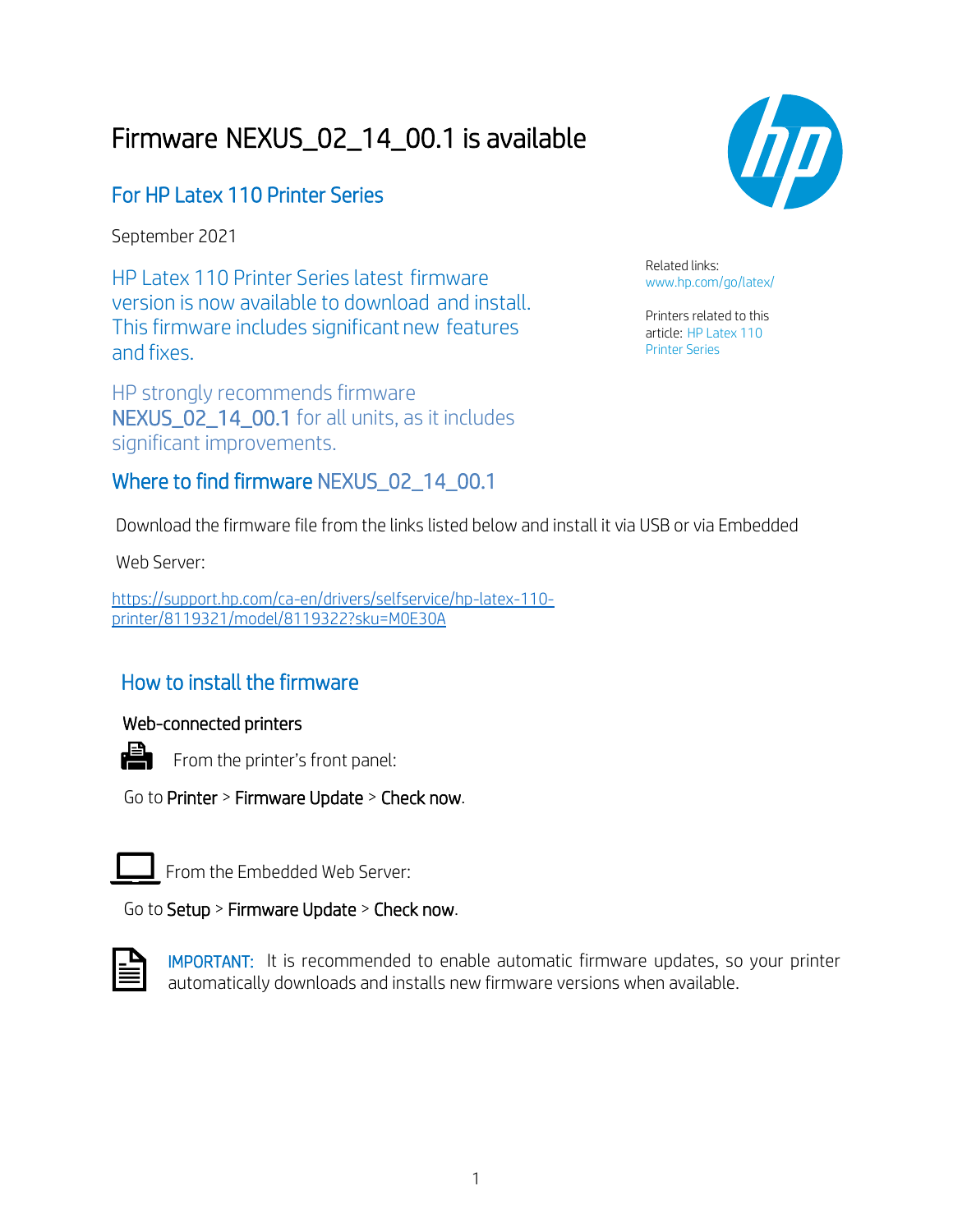# Firmware NEXUS_02_14_00.1 is available

## For HP Latex 110 Printer Series

September 2021

HP Latex 110 Printer Series latest firmware version is now available to download and install. This firmware includes significant new features and fixes.

HP strongly recommends firmware NEXUS_02_14_00.1 for all units, as it includes significant improvements.

Related links: www.hp.com/go/latex/

Printers related to this article: HP Latex 110 Printer Series

## Where to find firmware NEXUS_02_14_00.1

Download the firmware file from the links listed below and install it via USB or via Embedded Web Server:

https://support.hp.com/ca-en/drivers/selfservice/hp-latex-110-printer/8119321/model/8119322?sku=M0E30A

## How to install the firmware

### Web-connected printers

From the printer's front panel:

Go to **Printer** > **Firmware Update** > **Check now**.

From the Embedded Web Server:

Go to **Setup** > **Firmware Update** > **Check now**.

IMPORTANT: It is recommended to enable automatic firmware updates, so your printer automatically downloads and installs new firmware versions when available.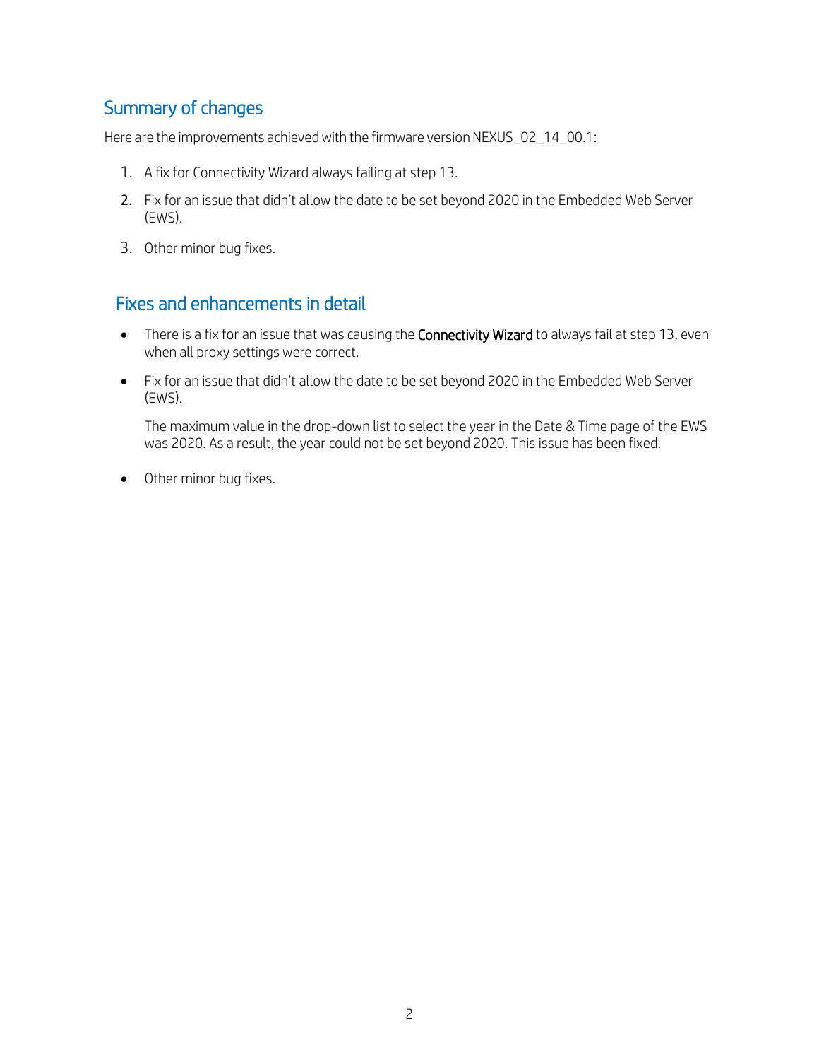## Summary of changes

Here are the improvements achieved with the firmware version NEXUS_02_14_00.1:

1. A fix for Connectivity Wizard always failing at step 13.
2. Fix for an issue that didn't allow the date to be set beyond 2020 in the Embedded Web Server (EWS).
3. Other minor bug fixes.

## Fixes and enhancements in detail

- There is a fix for an issue that was causing the **Connectivity Wizard** to always fail at step 13, even when all proxy settings were correct.
- Fix for an issue that didn't allow the date to be set beyond 2020 in the Embedded Web Server (EWS).

  The maximum value in the drop-down list to select the year in the Date & Time page of the EWS was 2020. As a result, the year could not be set beyond 2020. This issue has been fixed.

- Other minor bug fixes.